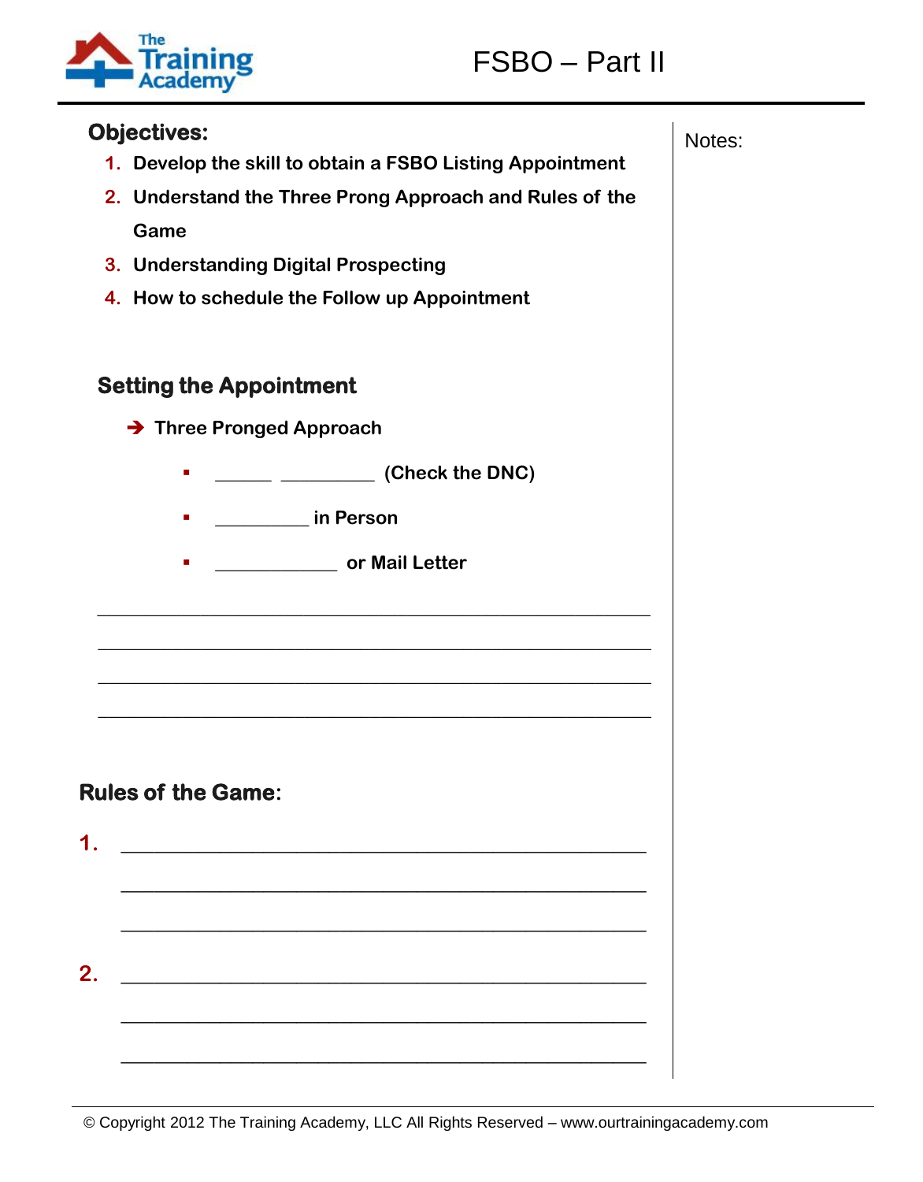# FSBO – Part II

## Objectives:

1. **Develop the skill to obtain a FSBO Listing Appointment**
2. **Understand the Three Prong Approach and Rules of the Game**
3. **Understanding Digital Prospecting**
4. **How to schedule the Follow up Appointment**

Notes:

## Setting the Appointment

➔ **Three Pronged Approach**

- ______ __________ **(Check the DNC)**
- __________ **in Person**
- _____________ **or Mail Letter**

____________________________________________________________

____________________________________________________________

____________________________________________________________

____________________________________________________________

## Rules of the Game:

1. ________________________________________________________

   ________________________________________________________

   ________________________________________________________

2. ________________________________________________________

   ________________________________________________________

   ________________________________________________________

© Copyright 2012 The Training Academy, LLC All Rights Reserved – www.ourtrainingacademy.com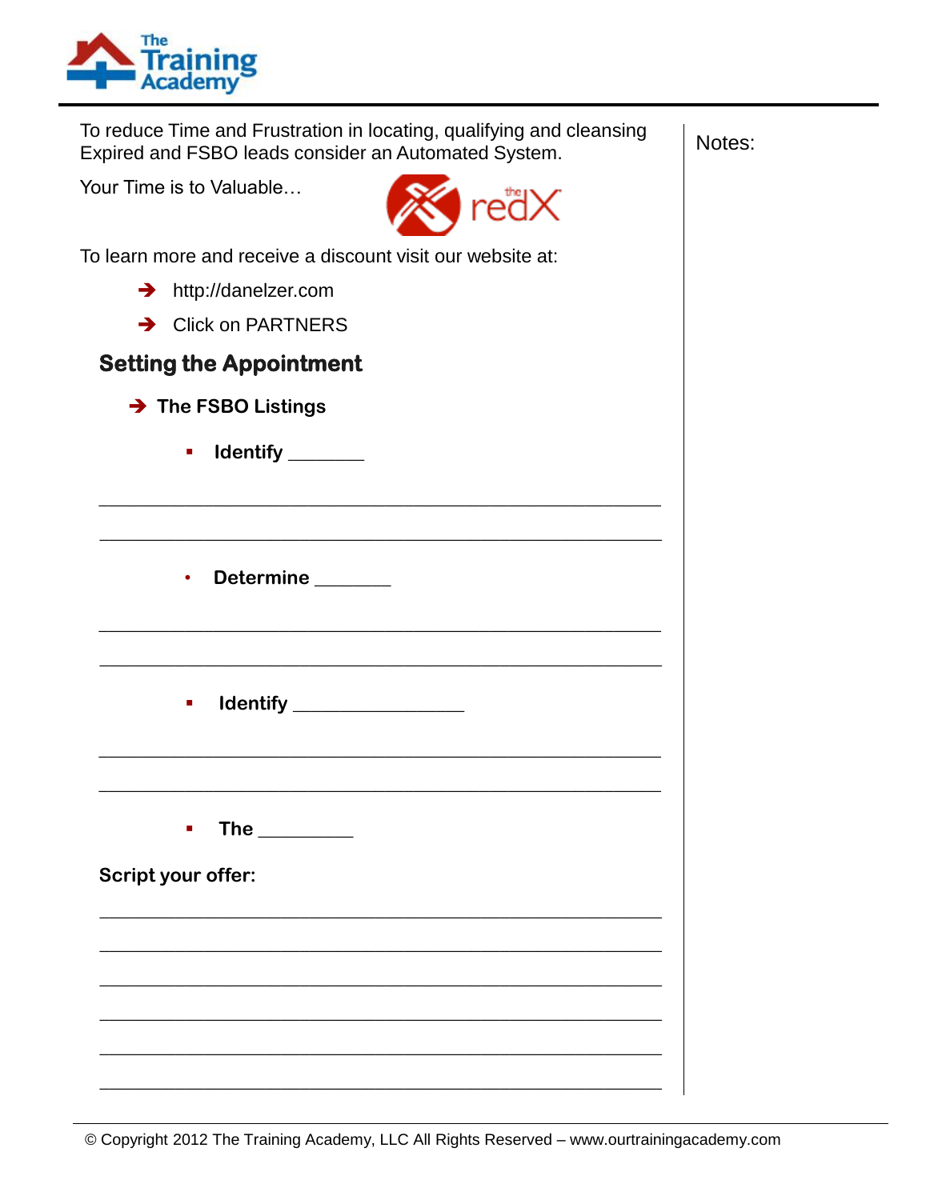To reduce Time and Frustration in locating, qualifying and cleansing Expired and FSBO leads consider an Automated System.

Your Time is to Valuable…

To learn more and receive a discount visit our website at:

- ➔ http://danelzer.com
- ➔ Click on PARTNERS

## Setting the Appointment

**➔ The FSBO Listings**

- **Identify** _______

_______________________________________________

_______________________________________________

- **Determine** _______

_______________________________________________

_______________________________________________

- **Identify** _______________

_______________________________________________

_______________________________________________

- **The** ________

**Script your offer:**

_______________________________________________

_______________________________________________

_______________________________________________

_______________________________________________

_______________________________________________

_______________________________________________

Notes:

© Copyright 2012 The Training Academy, LLC All Rights Reserved – www.ourtrainingacademy.com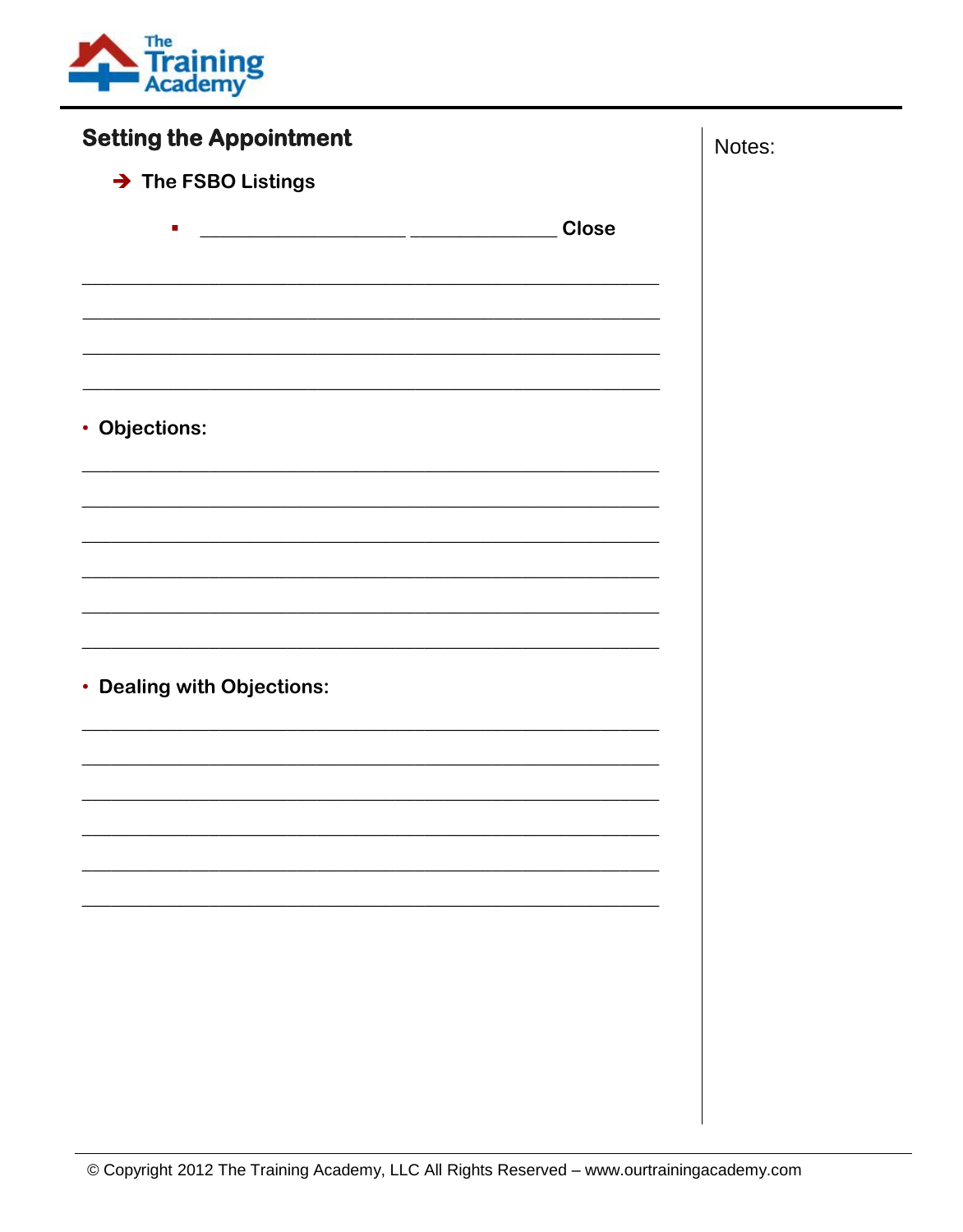## Setting the Appointment

→ **The FSBO Listings**

- ____________________ ______________ **Close**

________________________________________________________________

________________________________________________________________

________________________________________________________________

________________________________________________________________

- **Objections:**

________________________________________________________________

________________________________________________________________

________________________________________________________________

________________________________________________________________

________________________________________________________________

________________________________________________________________

- **Dealing with Objections:**

________________________________________________________________

________________________________________________________________

________________________________________________________________

________________________________________________________________

________________________________________________________________

________________________________________________________________

Notes: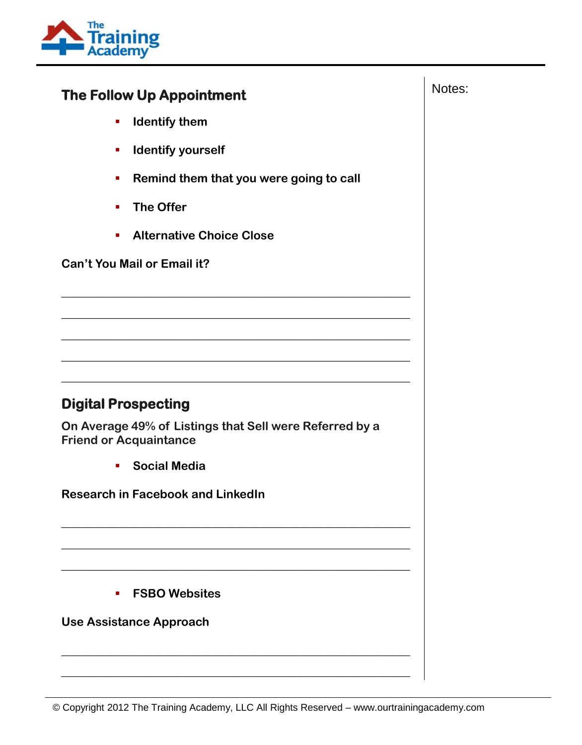## The Follow Up Appointment

- **Identify them**
- **Identify yourself**
- **Remind them that you were going to call**
- **The Offer**
- **Alternative Choice Close**

**Can't You Mail or Email it?**

______________________________________________________________

______________________________________________________________

______________________________________________________________

______________________________________________________________

______________________________________________________________

## Digital Prospecting

**On Average 49% of Listings that Sell were Referred by a Friend or Acquaintance**

- **Social Media**

**Research in Facebook and LinkedIn**

______________________________________________________________

______________________________________________________________

______________________________________________________________

- **FSBO Websites**

**Use Assistance Approach**

______________________________________________________________

______________________________________________________________

Notes: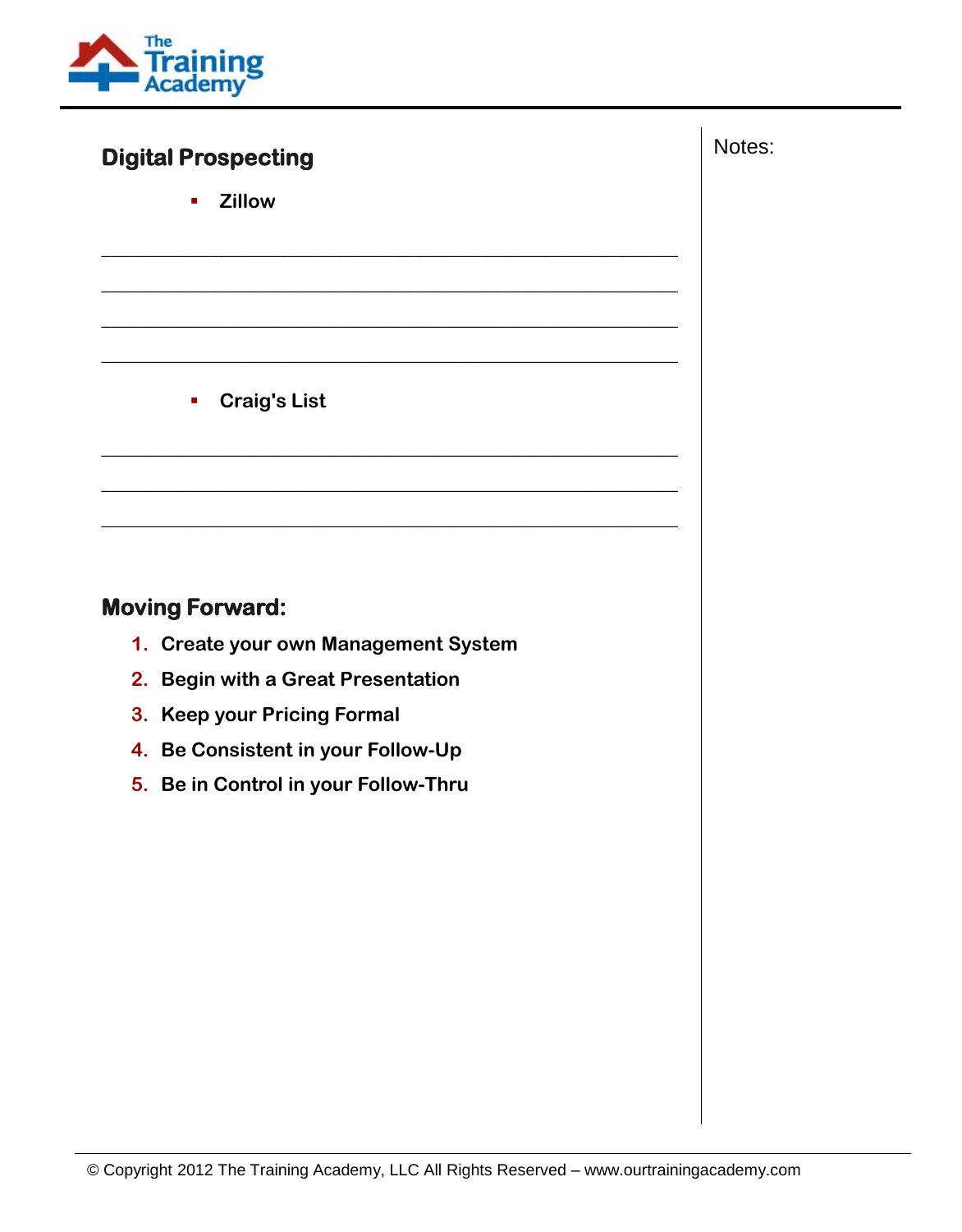## Digital Prospecting

- **Zillow**

\_\_\_\_\_\_\_\_\_\_\_\_\_\_\_\_\_\_\_\_\_\_\_\_\_\_\_\_\_\_\_\_\_\_\_\_\_\_\_\_\_\_\_\_\_\_\_\_\_\_\_\_\_\_\_\_\_\_\_\_

\_\_\_\_\_\_\_\_\_\_\_\_\_\_\_\_\_\_\_\_\_\_\_\_\_\_\_\_\_\_\_\_\_\_\_\_\_\_\_\_\_\_\_\_\_\_\_\_\_\_\_\_\_\_\_\_\_\_\_\_

\_\_\_\_\_\_\_\_\_\_\_\_\_\_\_\_\_\_\_\_\_\_\_\_\_\_\_\_\_\_\_\_\_\_\_\_\_\_\_\_\_\_\_\_\_\_\_\_\_\_\_\_\_\_\_\_\_\_\_\_

\_\_\_\_\_\_\_\_\_\_\_\_\_\_\_\_\_\_\_\_\_\_\_\_\_\_\_\_\_\_\_\_\_\_\_\_\_\_\_\_\_\_\_\_\_\_\_\_\_\_\_\_\_\_\_\_\_\_\_\_

- **Craig's List**

\_\_\_\_\_\_\_\_\_\_\_\_\_\_\_\_\_\_\_\_\_\_\_\_\_\_\_\_\_\_\_\_\_\_\_\_\_\_\_\_\_\_\_\_\_\_\_\_\_\_\_\_\_\_\_\_\_\_\_\_

\_\_\_\_\_\_\_\_\_\_\_\_\_\_\_\_\_\_\_\_\_\_\_\_\_\_\_\_\_\_\_\_\_\_\_\_\_\_\_\_\_\_\_\_\_\_\_\_\_\_\_\_\_\_\_\_\_\_\_\_

\_\_\_\_\_\_\_\_\_\_\_\_\_\_\_\_\_\_\_\_\_\_\_\_\_\_\_\_\_\_\_\_\_\_\_\_\_\_\_\_\_\_\_\_\_\_\_\_\_\_\_\_\_\_\_\_\_\_\_\_

## Moving Forward:

1. **Create your own Management System**
2. **Begin with a Great Presentation**
3. **Keep your Pricing Formal**
4. **Be Consistent in your Follow-Up**
5. **Be in Control in your Follow-Thru**

Notes: